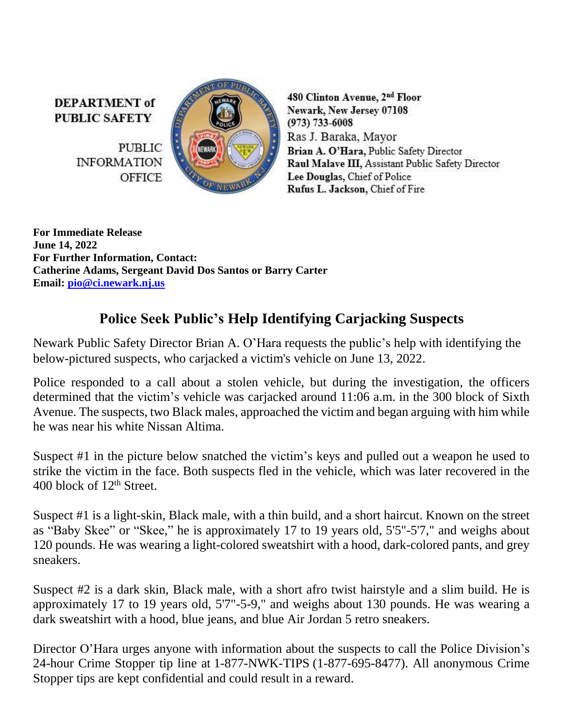**DEPARTMENT of PUBLIC SAFETY**

PUBLIC INFORMATION OFFICE

**480 Clinton Avenue, 2nd Floor**
**Newark, New Jersey 07108**
**(973) 733-6008**
Ras J. Baraka, Mayor
**Brian A. O'Hara,** Public Safety Director
**Raul Malave III,** Assistant Public Safety Director
**Lee Douglas,** Chief of Police
**Rufus L. Jackson,** Chief of Fire

**For Immediate Release**
**June 14, 2022**
**For Further Information, Contact:**
**Catherine Adams, Sergeant David Dos Santos or Barry Carter**
**Email: pio@ci.newark.nj.us**

## Police Seek Public's Help Identifying Carjacking Suspects

Newark Public Safety Director Brian A. O'Hara requests the public's help with identifying the below-pictured suspects, who carjacked a victim's vehicle on June 13, 2022.

Police responded to a call about a stolen vehicle, but during the investigation, the officers determined that the victim's vehicle was carjacked around 11:06 a.m. in the 300 block of Sixth Avenue. The suspects, two Black males, approached the victim and began arguing with him while he was near his white Nissan Altima.

Suspect #1 in the picture below snatched the victim's keys and pulled out a weapon he used to strike the victim in the face. Both suspects fled in the vehicle, which was later recovered in the 400 block of 12th Street.

Suspect #1 is a light-skin, Black male, with a thin build, and a short haircut. Known on the street as "Baby Skee" or "Skee," he is approximately 17 to 19 years old, 5'5"-5'7," and weighs about 120 pounds. He was wearing a light-colored sweatshirt with a hood, dark-colored pants, and grey sneakers.

Suspect #2 is a dark skin, Black male, with a short afro twist hairstyle and a slim build. He is approximately 17 to 19 years old, 5'7"-5-9," and weighs about 130 pounds. He was wearing a dark sweatshirt with a hood, blue jeans, and blue Air Jordan 5 retro sneakers.

Director O'Hara urges anyone with information about the suspects to call the Police Division's 24-hour Crime Stopper tip line at 1-877-NWK-TIPS (1-877-695-8477). All anonymous Crime Stopper tips are kept confidential and could result in a reward.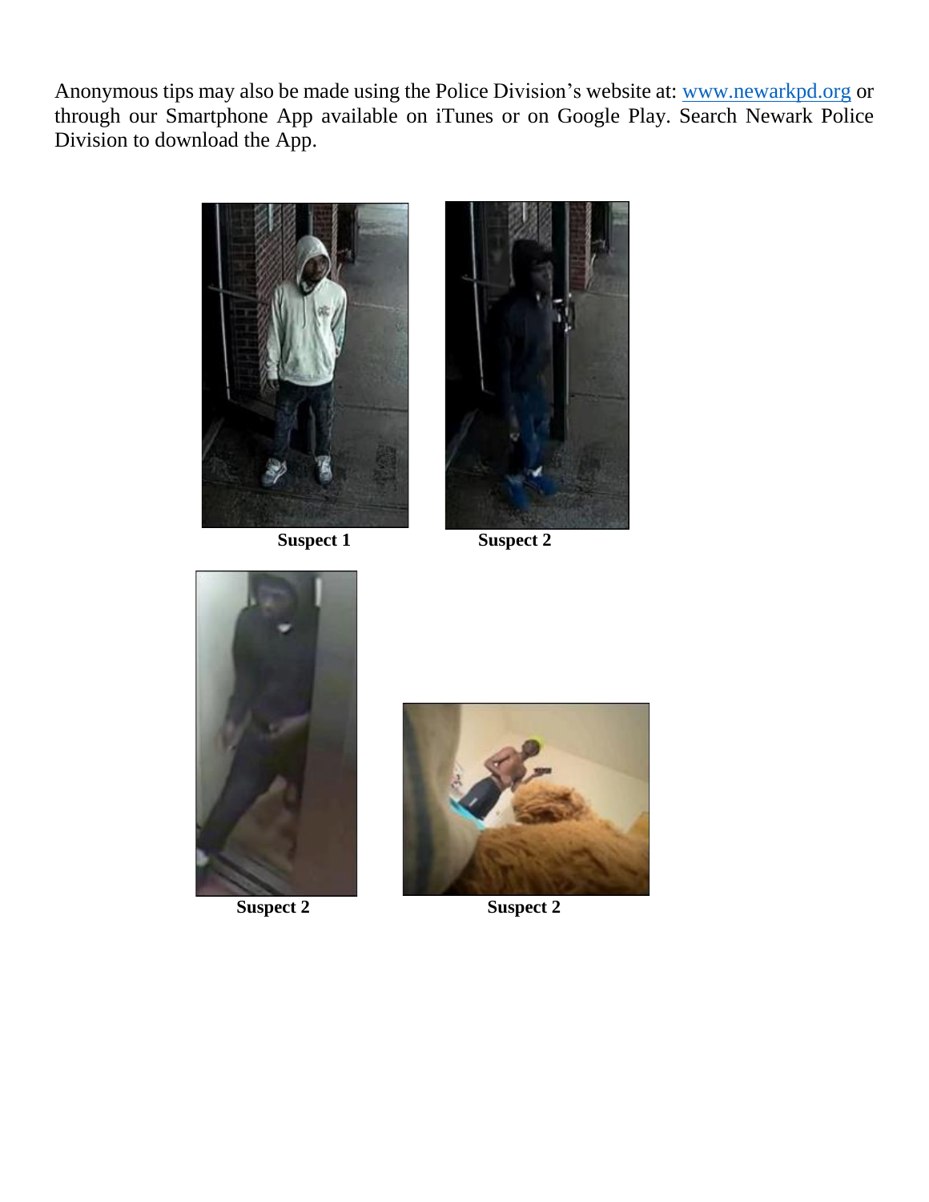Anonymous tips may also be made using the Police Division's website at: www.newarkpd.org or through our Smartphone App available on iTunes or on Google Play. Search Newark Police Division to download the App.

**Suspect 1**

**Suspect 2**

**Suspect 2**

**Suspect 2**